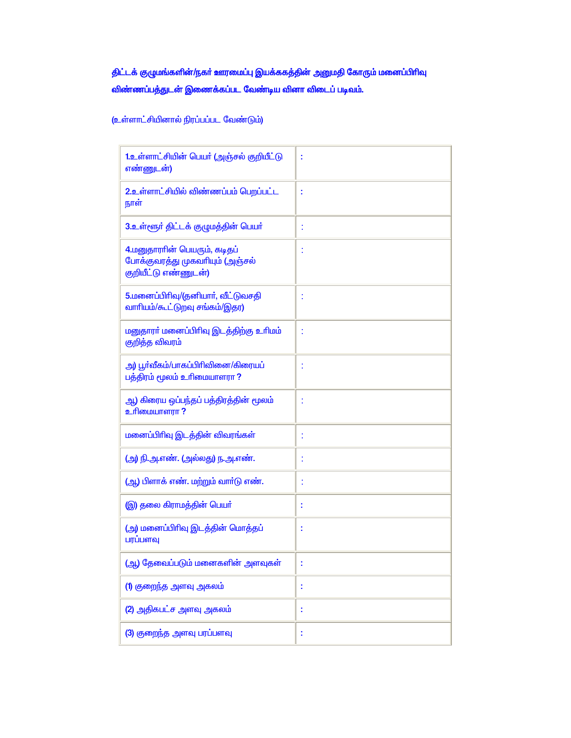**திட்டக் குழுமங்களின்/நகர் ஊரமைப்பு இயக்ககத்தின் அனுமதி கோரும் மனைப்பிரிவு விண்ணப்பத்துடன் இணைக்கப்பட வேண்டிய வினா விடைப் படிவம்.**

(உள்ளாட்சியினால் நிரப்பப்பட வேண்டும்)

| | |
|---|---|
| 1.உள்ளாட்சியின் பெயர் (அஞ்சல் குறியீட்டு எண்ணுடன்) | : |
| 2.உள்ளாட்சியில் விண்ணப்பம் பெறப்பட்ட நாள் | : |
| 3.உள்ளூர் திட்டக் குழுமத்தின் பெயர் | : |
| 4.மனுதாரரின் பெயரும், கடிதப் போக்குவரத்து முகவரியும் (அஞ்சல் குறியீட்டு எண்ணுடன்) | : |
| 5.மனைப்பிரிவு/(தனியார், வீட்டுவசதி வாரியம்/கூட்டுறவு சங்கம்/இதர) | : |
| மனுதாரர் மனைப்பிரிவு இடத்திற்கு உரிமம் குறித்த விவரம் | : |
| அ) பூர்வீகம்/பாகப்பிரிவினை/கிரையப் பத்திரம் மூலம் உரிமையாளரா ? | : |
| ஆ) கிரைய ஒப்பந்தப் பத்திரத்தின் மூலம் உரிமையாளரா ? | : |
| மனைப்பிரிவு இடத்தின் விவரங்கள் | : |
| (அ) நி.அ.எண். (அல்லது) ந.அ.எண். | : |
| (ஆ) பிளாக் எண். மற்றும் வார்டு எண். | : |
| (இ) தலை கிராமத்தின் பெயர் | : |
| (அ) மனைப்பிரிவு இடத்தின் மொத்தப் பரப்பளவு | : |
| (ஆ) தேவைப்படும் மனைகளின் அளவுகள் | : |
| (1) குறைந்த அளவு அகலம் | : |
| (2) அதிகபட்ச அளவு அகலம் | : |
| (3) குறைந்த அளவு பரப்பளவு | : |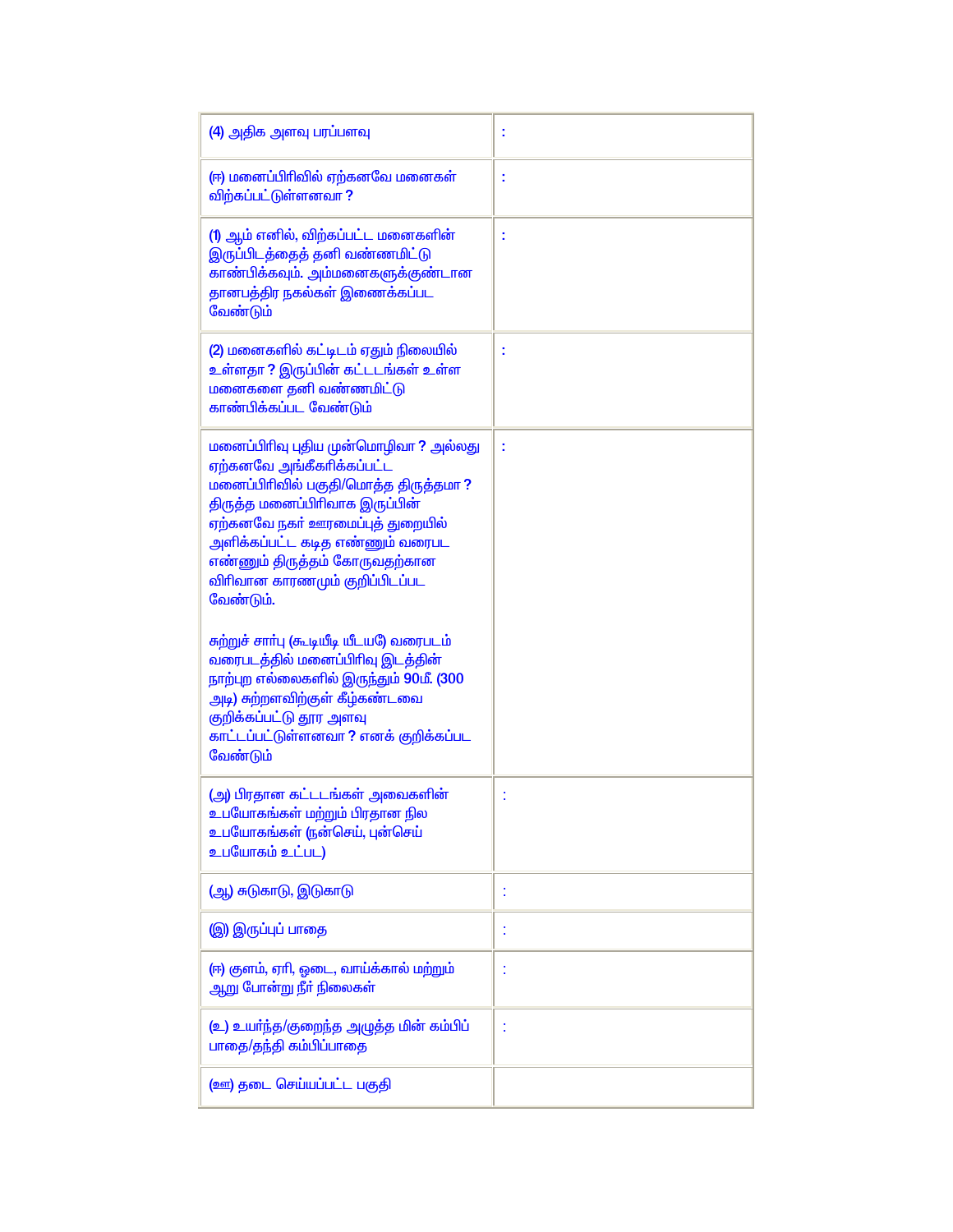| | |
|---|---|
| (4) அதிக அளவு பரப்பளவு | : |
| (ஈ) மனைப்பிரிவில் ஏற்கனவே மனைகள் விற்கப்பட்டுள்ளனவா ? | : |
| (1) ஆம் எனில், விற்கப்பட்ட மனைகளின் இருப்பிடத்தைத் தனி வண்ணமிட்டு காண்பிக்கவும். அம்மனைகளுக்குண்டான தானபத்திர நகல்கள் இணைக்கப்பட வேண்டும் | : |
| (2) மனைகளில் கட்டிடம் ஏதும் நிலையில் உள்ளதா ? இருப்பின் கட்டடங்கள் உள்ள மனைகளை தனி வண்ணமிட்டு காண்பிக்கப்பட வேண்டும் | : |
| மனைப்பிரிவு புதிய முன்மொழிவா ? அல்லது ஏற்கனவே அங்கீகரிக்கப்பட்ட மனைப்பிரிவில் பகுதி/மொத்த திருத்தமா ? திருத்த மனைப்பிரிவாக இருப்பின் ஏற்கனவே நகர் ஊரமைப்புத் துறையில் அளிக்கப்பட்ட கடித எண்ணும் வரைபட எண்ணும் திருத்தம் கோருவதற்கான விரிவான காரணமும் குறிப்பிடப்பட வேண்டும்.<br><br>சுற்றுச் சார்பு (கூடிமீடி யீடயடு) வரைபடம் வரைபடத்தில் மனைப்பிரிவு இடத்தின் நாற்புற எல்லைகளில் இருந்தும் 90மீ. (300 அடி) சுற்றளவிற்குள் கீழ்கண்டவை குறிக்கப்பட்டு தூர அளவு காட்டப்பட்டுள்ளனவா ? எனக் குறிக்கப்பட வேண்டும் | : |
| (அ) பிரதான கட்டடங்கள் அவைகளின் உபயோகங்கள் மற்றும் பிரதான நில உபயோகங்கள் (நன்செய், புன்செய் உபயோகம் உட்பட) | : |
| (ஆ) சுடுகாடு, இடுகாடு | : |
| (இ) இருப்புப் பாதை | : |
| (ஈ) குளம், ஏரி, ஓடை, வாய்க்கால் மற்றும் ஆறு போன்று நீர் நிலைகள் | : |
| (உ) உயர்ந்த/குறைந்த அழுத்த மின் கம்பிப் பாதை/தந்தி கம்பிப்பாதை | : |
| (ஊ) தடை செய்யப்பட்ட பகுதி | |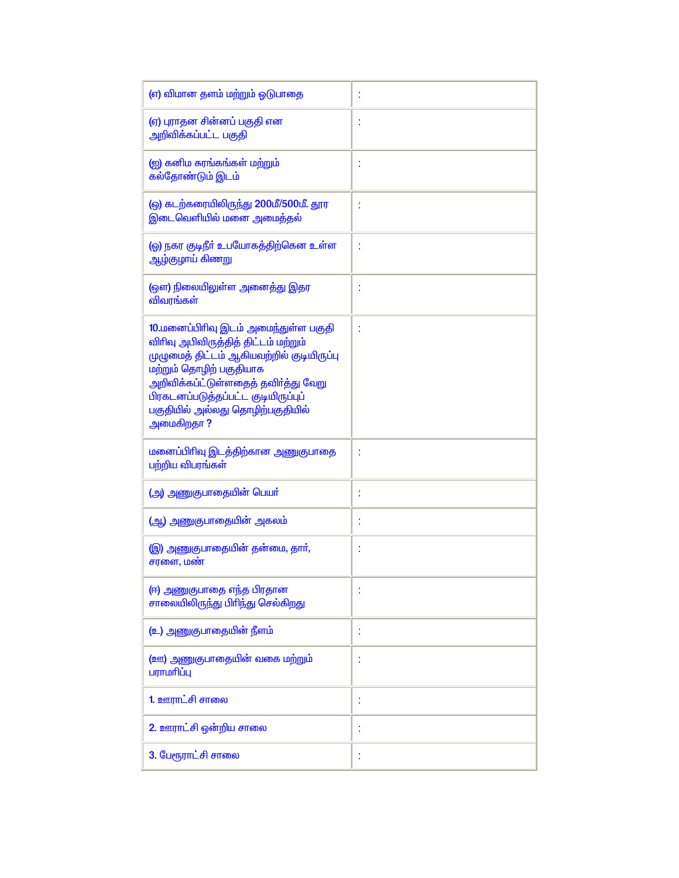| | |
|---|---|
| (எ) விமான தளம் மற்றும் ஓடுபாதை | : |
| (ஏ) புராதன சின்னப் பகுதி என அறிவிக்கப்பட்ட பகுதி | : |
| (ஐ) கனிம சுரங்கங்கள் மற்றும் கல்தோண்டும் இடம் | : |
| (ஒ) கடற்கரையிலிருந்து 200மீ/500மீ. தூர இடைவெளியில் மனை அமைத்தல் | : |
| (ஓ) நகர குடிநீர் உபயோகத்திற்கென உள்ள ஆழ்குழாய் கிணறு | : |
| (ஔ) நிலையிலுள்ள அனைத்து இதர விவரங்கள் | : |
| 10.மனைப்பிரிவு இடம் அமைந்துள்ள பகுதி விரிவு அபிவிருத்தித் திட்டம் மற்றும் முழுமைத் திட்டம் ஆகியவற்றில் குடியிருப்பு மற்றும் தொழிற் பகுதியாக அறிவிக்கப்பட்டுள்ளதைத் தவிர்த்து வேறு பிரகடனப்படுத்தப்பட்ட குடியிருப்புப் பகுதியில் அல்லது தொழிற்பகுதியில் அமைகிறதா ? | : |
| மனைப்பிரிவு இடத்திற்கான அணுகுபாதை பற்றிய விபரங்கள் | : |
| (அ) அணுகுபாதையின் பெயர் | : |
| (ஆ) அணுகுபாதையின் அகலம் | : |
| (இ) அணுகுபாதையின் தன்மை, தார், சரளை, மண் | : |
| (ஈ) அணுகுபாதை எந்த பிரதான சாலையிலிருந்து பிரிந்து செல்கிறது | : |
| (உ) அணுகுபாதையின் நீளம் | : |
| (ஊ) அணுகுபாதையின் வகை மற்றும் பராமரிப்பு | : |
| 1. ஊராட்சி சாலை | : |
| 2. ஊராட்சி ஒன்றிய சாலை | : |
| 3. பேரூராட்சி சாலை | : |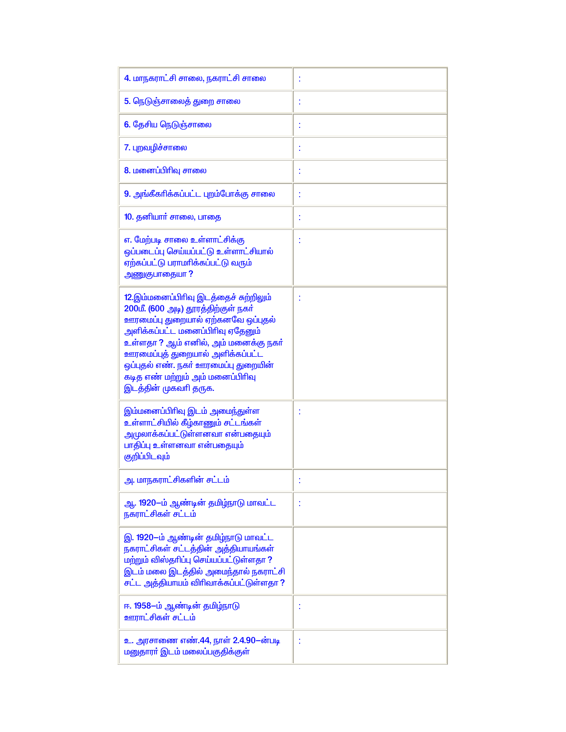| | |
|---|---|
| 4. மாநகராட்சி சாலை, நகராட்சி சாலை | : |
| 5. நெடுஞ்சாலைத் துறை சாலை | : |
| 6. தேசிய நெடுஞ்சாலை | : |
| 7. புறவழிச்சாலை | : |
| 8. மனைப்பிரிவு சாலை | : |
| 9. அங்கீகரிக்கப்பட்ட புறம்போக்கு சாலை | : |
| 10. தனியார் சாலை, பாதை | : |
| எ. மேற்படி சாலை உள்ளாட்சிக்கு ஒப்படைப்பு செய்யப்பட்டு உள்ளாட்சியால் ஏற்கப்பட்டு பராமரிக்கப்பட்டு வரும் அணுகுபாதையா ? | : |
| 12.இம்மனைப்பிரிவு இடத்தைச் சுற்றிலும் 200மீ. (600 அடி) தூரத்திற்குள் நகர் ஊரமைப்பு துறையால் ஏற்கனவே ஒப்புதல் அளிக்கப்பட்ட மனைப்பிரிவு ஏதேனும் உள்ளதா ? ஆம் எனில், அம் மனைக்கு நகர் ஊரமைப்புத் துறையால் அளிக்கப்பட்ட ஒப்புதல் எண். நகர் ஊரமைப்பு துறையின் கடித எண் மற்றும் அம் மனைப்பிரிவு இடத்தின் முகவரி தருக. | : |
| இம்மனைப்பிரிவு இடம் அமைந்துள்ள உள்ளாட்சியில் கீழ்காணும் சட்டங்கள் அமுலாக்கப்பட்டுள்ளனவா என்பதையும் பாதிப்பு உள்ளனவா என்பதையும் குறிப்பிடவும் | : |
| அ. மாநகராட்சிகளின் சட்டம் | : |
| ஆ. 1920–ம் ஆண்டின் தமிழ்நாடு மாவட்ட நகராட்சிகள் சட்டம் | : |
| இ. 1920–ம் ஆண்டின் தமிழ்நாடு மாவட்ட நகராட்சிகள் சட்டத்தின் அத்தியாயங்கள் மற்றும் விஸ்தரிப்பு செய்யப்பட்டுள்ளதா ? இடம் மலை இடத்தில் அமைந்தால் நகராட்சி சட்ட அத்தியாயம் விரிவாக்கப்பட்டுள்ளதா ? | |
| ஈ. 1958–ம் ஆண்டின் தமிழ்நாடு ஊராட்சிகள் சட்டம் | : |
| உ. அரசாணை எண்.44, நாள் 2.4.90–ன்படி மனுதாரர் இடம் மலைப்பகுதிக்குள் | : |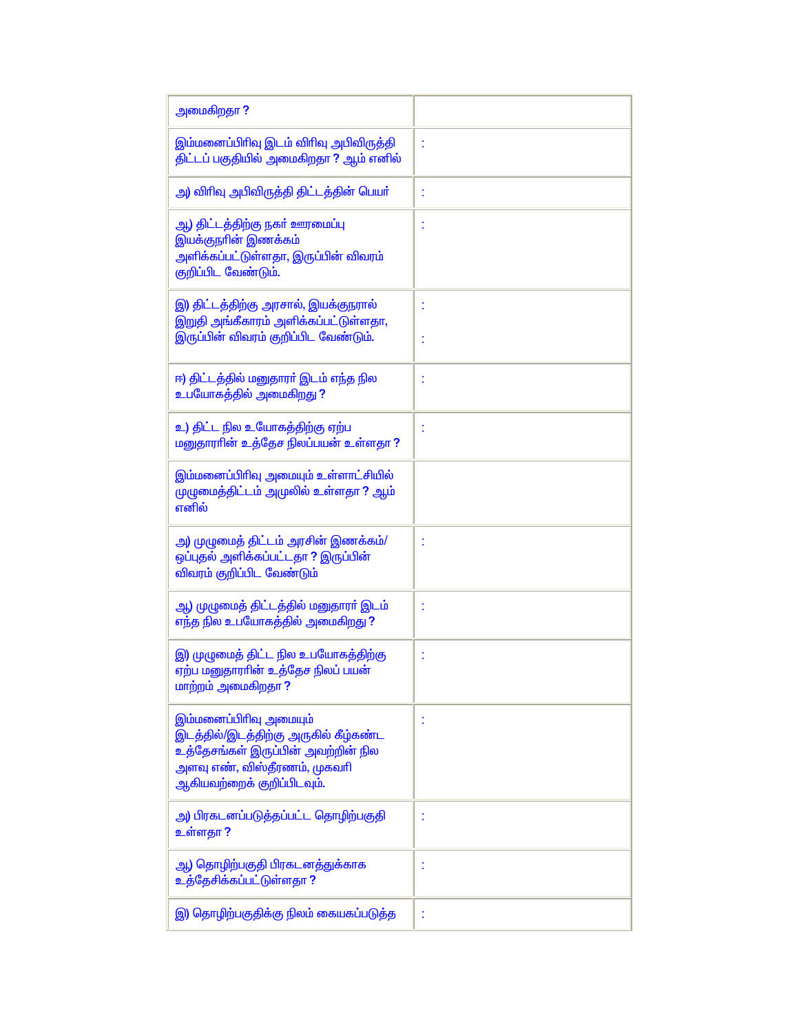| | |
|---|---|
| அமைகிறதா ? | |
| இம்மனைப்பிரிவு இடம் விரிவு அபிவிருத்தி திட்டப் பகுதியில் அமைகிறதா ? ஆம் எனில் | : |
| அ) விரிவு அபிவிருத்தி திட்டத்தின் பெயர் | : |
| ஆ) திட்டத்திற்கு நகர் ஊரமைப்பு இயக்குநரின் இணக்கம் அளிக்கப்பட்டுள்ளதா, இருப்பின் விவரம் குறிப்பிட வேண்டும். | : |
| இ) திட்டத்திற்கு அரசால், இயக்குநரால் இறுதி அங்கீகாரம் அளிக்கப்பட்டுள்ளதா, இருப்பின் விவரம் குறிப்பிட வேண்டும். | :<br><br>: |
| ஈ) திட்டத்தில் மனுதாரர் இடம் எந்த நில உபயோகத்தில் அமைகிறது ? | : |
| உ) திட்ட நில உபோகத்திற்கு ஏற்ப மனுதாரரின் உத்தேச நிலப்பயன் உள்ளதா ? | : |
| இம்மனைப்பிரிவு அமையும் உள்ளாட்சியில் முழுமைத்திட்டம் அமுலில் உள்ளதா ? ஆம் எனில் | |
| அ) முழுமைத் திட்டம் அரசின் இணக்கம்/ ஒப்புதல் அளிக்கப்பட்டதா ? இருப்பின் விவரம் குறிப்பிட வேண்டும் | : |
| ஆ) முழுமைத் திட்டத்தில் மனுதாரர் இடம் எந்த நில உபயோகத்தில் அமைகிறது ? | : |
| இ) முழுமைத் திட்ட நில உபயோகத்திற்கு ஏற்ப மனுதாரரின் உத்தேச நிலப் பயன் மாற்றம் அமைகிறதா ? | : |
| இம்மனைப்பிரிவு அமையும் இடத்தில்/இடத்திற்கு அருகில் கீழ்கண்ட உத்தேசங்கள் இருப்பின் அவற்றின் நில அளவு எண், விஸ்தீரணம், முகவரி ஆகியவற்றைக் குறிப்பிடவும். | : |
| அ) பிரகடனப்படுத்தப்பட்ட தொழிற்பகுதி உள்ளதா ? | : |
| ஆ) தொழிற்பகுதி பிரகடனத்துக்காக உத்தேசிக்கப்பட்டுள்ளதா ? | : |
| இ) தொழிற்பகுதிக்கு நிலம் கையகப்படுத்த | : |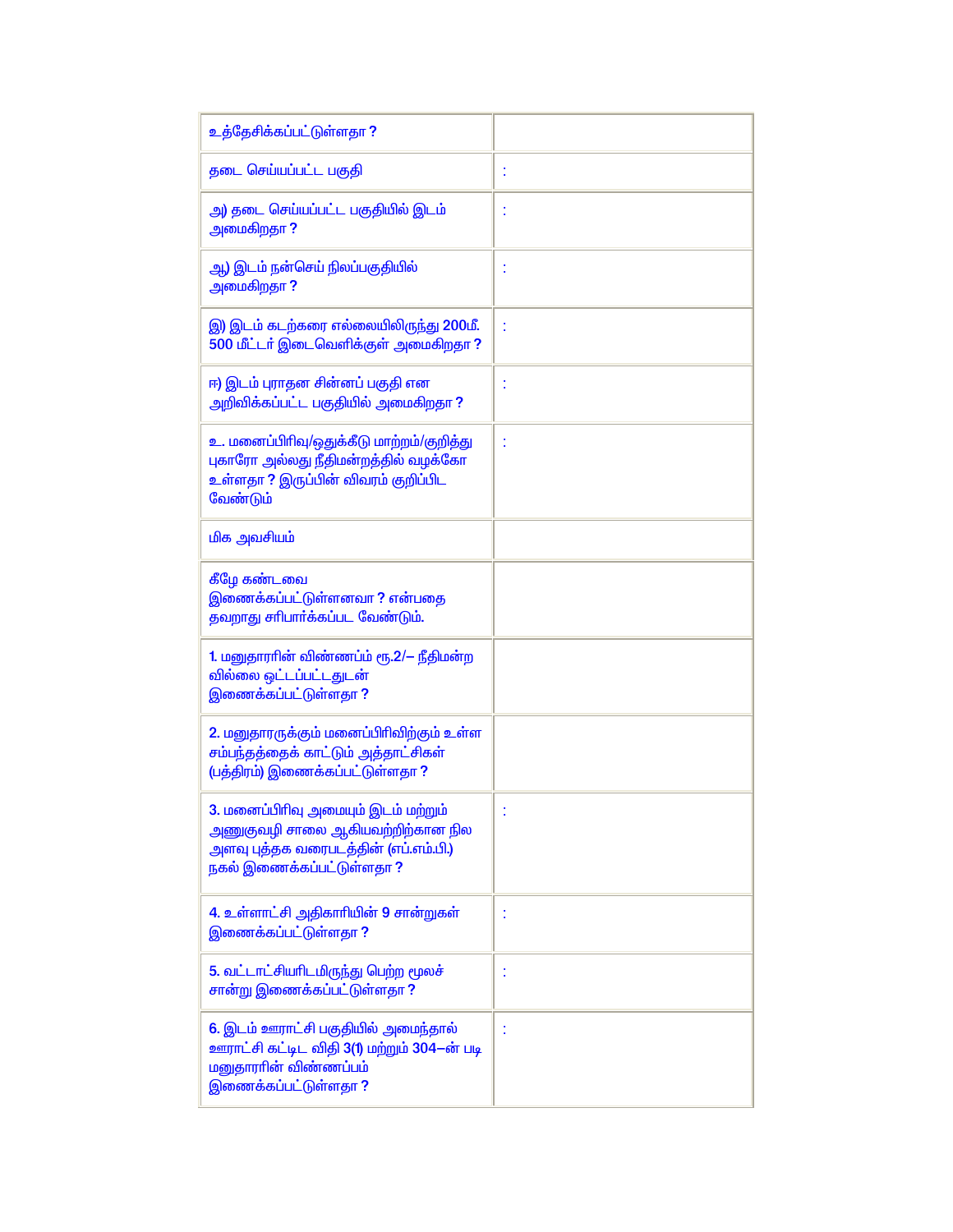| | |
|---|---|
| உத்தேசிக்கப்பட்டுள்ளதா ? | |
| தடை செய்யப்பட்ட பகுதி | : |
| அ) தடை செய்யப்பட்ட பகுதியில் இடம் அமைகிறதா ? | : |
| ஆ) இடம் நன்செய் நிலப்பகுதியில் அமைகிறதா ? | : |
| இ) இடம் கடற்கரை எல்லையிலிருந்து 200மீ. 500 மீட்டர் இடைவெளிக்குள் அமைகிறதா ? | : |
| ஈ) இடம் புராதன சின்னப் பகுதி என அறிவிக்கப்பட்ட பகுதியில் அமைகிறதா ? | : |
| உ. மனைப்பிரிவு/ஒதுக்கீடு மாற்றம்/குறித்து புகாரோ அல்லது நீதிமன்றத்தில் வழக்கோ உள்ளதா ? இருப்பின் விவரம் குறிப்பிட வேண்டும் | : |
| மிக அவசியம் | |
| கீழே கண்டவை இணைக்கப்பட்டுள்ளனவா ? என்பதை தவறாது சரிபார்க்கப்பட வேண்டும். | |
| 1. மனுதாரரின் விண்ணப்பம் ரூ.2/– நீதிமன்ற வில்லை ஒட்டப்பட்டதுடன் இணைக்கப்பட்டுள்ளதா ? | |
| 2. மனுதாரருக்கும் மனைப்பிரிவிற்கும் உள்ள சம்பந்தத்தைக் காட்டும் அத்தாட்சிகள் (பத்திரம்) இணைக்கப்பட்டுள்ளதா ? | |
| 3. மனைப்பிரிவு அமையும் இடம் மற்றும் அணுகுவழி சாலை ஆகியவற்றிற்கான நில அளவு புத்தக வரைபடத்தின் (எப்.எம்.பி.) நகல் இணைக்கப்பட்டுள்ளதா ? | : |
| 4. உள்ளாட்சி அதிகாரியின் 9 சான்றுகள் இணைக்கப்பட்டுள்ளதா ? | : |
| 5. வட்டாட்சியரிடமிருந்து பெற்ற மூலச் சான்று இணைக்கப்பட்டுள்ளதா ? | : |
| 6. இடம் ஊராட்சி பகுதியில் அமைந்தால் ஊராட்சி கட்டிட விதி 3(1) மற்றும் 304–ன் படி மனுதாரரின் விண்ணப்பம் இணைக்கப்பட்டுள்ளதா ? | : |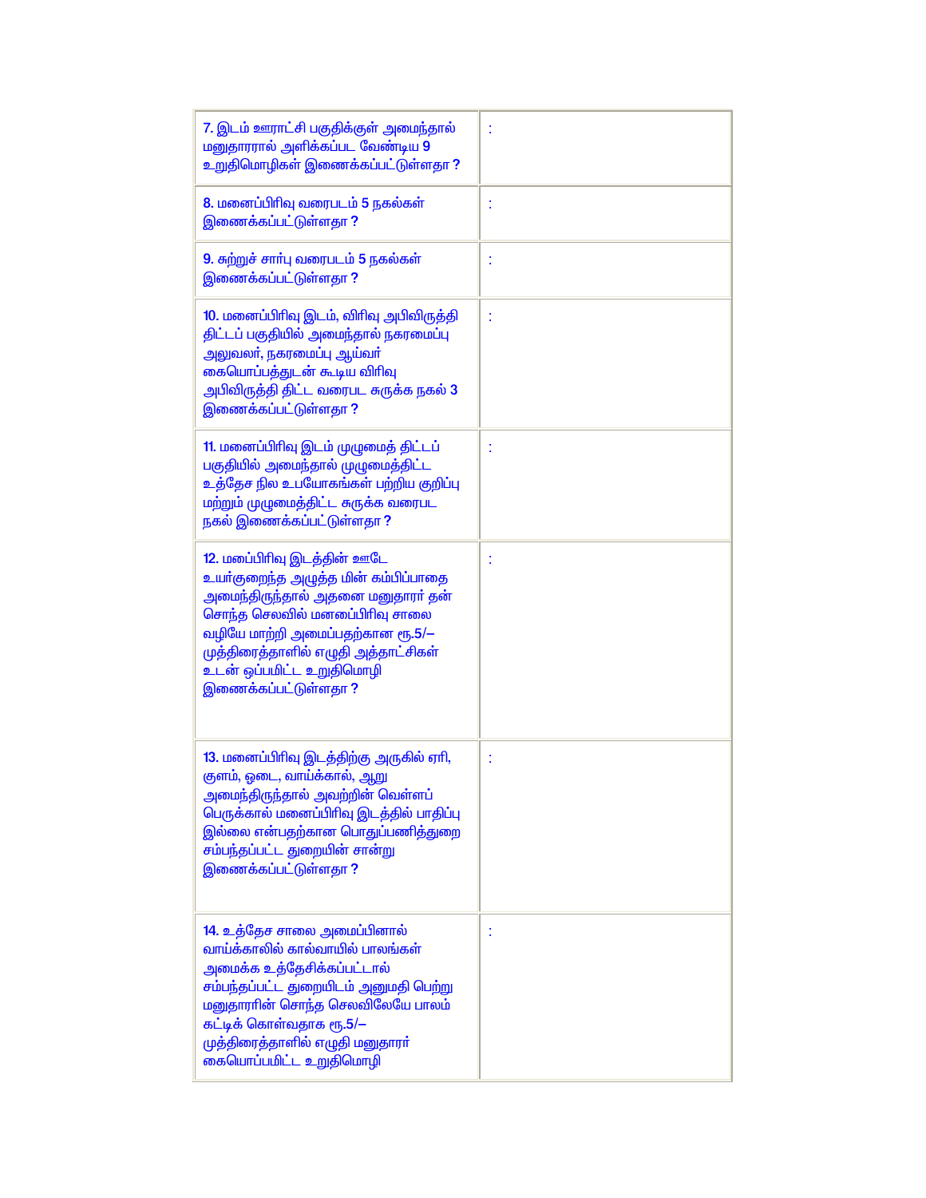| | |
|---|---|
| 7. இடம் ஊராட்சி பகுதிக்குள் அமைந்தால் மனுதாரரால் அளிக்கப்பட வேண்டிய 9 உறுதிமொழிகள் இணைக்கப்பட்டுள்ளதா ? | : |
| 8. மனைப்பிரிவு வரைபடம் 5 நகல்கள் இணைக்கப்பட்டுள்ளதா ? | : |
| 9. சுற்றுச் சார்பு வரைபடம் 5 நகல்கள் இணைக்கப்பட்டுள்ளதா ? | : |
| 10. மனைப்பிரிவு இடம், விரிவு அபிவிருத்தி திட்டப் பகுதியில் அமைந்தால் நகரமைப்பு அலுவலர், நகரமைப்பு ஆய்வர் கையொப்பத்துடன் கூடிய விரிவு அபிவிருத்தி திட்ட வரைபட சுருக்க நகல் 3 இணைக்கப்பட்டுள்ளதா ? | : |
| 11. மனைப்பிரிவு இடம் முழுமைத் திட்டப் பகுதியில் அமைந்தால் முழுமைத்திட்ட உத்தேச நில உபயோகங்கள் பற்றிய குறிப்பு மற்றும் முழுமைத்திட்ட சுருக்க வரைபட நகல் இணைக்கப்பட்டுள்ளதா ? | : |
| 12. மபைப்பிரிவு இடத்தின் ஊடே உயர்குறைந்த அழுத்த மின் கம்பிப்பாதை அமைந்திருந்தால் அதனை மனுதாரர் தன் சொந்த செலவில் மனைப்பிரிவு சாலை வழியே மாற்றி அமைப்பதற்கான ரூ.5/– முத்திரைத்தாளில் எழுதி அத்தாட்சிகள் உடன் ஒப்பமிட்ட உறுதிமொழி இணைக்கப்பட்டுள்ளதா ? | : |
| 13. மனைப்பிரிவு இடத்திற்கு அருகில் ஏரி, குளம், ஓடை, வாய்க்கால், ஆறு அமைந்திருந்தால் அவற்றின் வெள்ளப் பெருக்கால் மனைப்பிரிவு இடத்தில் பாதிப்பு இல்லை என்பதற்கான பொதுப்பணித்துறை சம்பந்தப்பட்ட துறையின் சான்று இணைக்கப்பட்டுள்ளதா ? | : |
| 14. உத்தேச சாலை அமைப்பினால் வாய்க்காலில் கால்வாயில் பாலங்கள் அமைக்க உத்தேசிக்கப்பட்டால் சம்பந்தப்பட்ட துறையிடம் அனுமதி பெற்று மனுதாரரின் சொந்த செலவிலேயே பாலம் கட்டிக் கொள்வதாக ரூ.5/– முத்திரைத்தாளில் எழுதி மனுதாரர் கையொப்பமிட்ட உறுதிமொழி | : |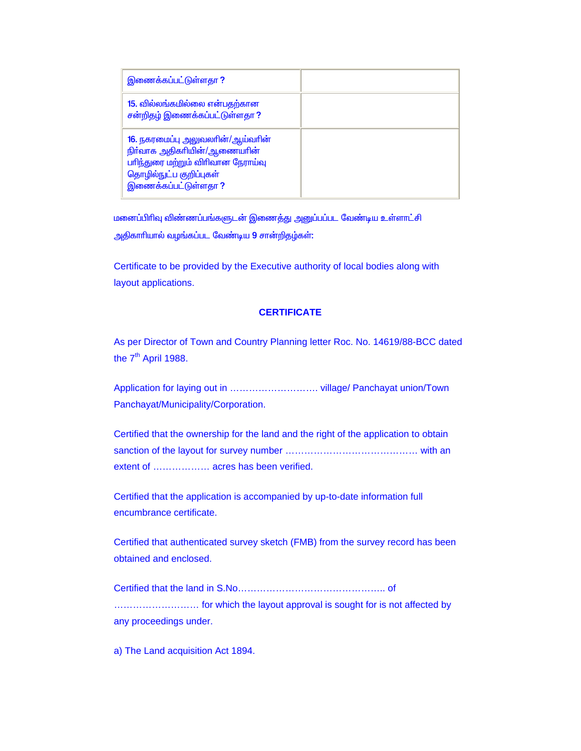| | |
|---|---|
| இணைக்கப்பட்டுள்ளதா ? | |
| 15. வில்லங்கமில்லை என்பதற்கான சன்றிதழ் இணைக்கப்பட்டுள்ளதா ? | |
| 16. நகரமைப்பு அலுவலரின்/ஆய்வரின் நிர்வாக அதிகரியின்/ஆணையரின் பரிந்துரை மற்றும் விரிவான நேராய்வு தொழில்நுட்ப குறிப்புகள் இணைக்கப்பட்டுள்ளதா ? | |

மனைப்பிரிவு விண்ணப்பங்களுடன் இணைத்து அனுப்பப்பட வேண்டிய உள்ளாட்சி அதிகாரியால் வழங்கப்பட வேண்டிய 9 சான்றிதழ்கள்:

Certificate to be provided by the Executive authority of local bodies along with layout applications.

## CERTIFICATE

As per Director of Town and Country Planning letter Roc. No. 14619/88-BCC dated the 7th April 1988.

Application for laying out in ……………………….. village/ Panchayat union/Town Panchayat/Municipality/Corporation.

Certified that the ownership for the land and the right of the application to obtain sanction of the layout for survey number …………………………………… with an extent of ……………… acres has been verified.

Certified that the application is accompanied by up-to-date information full encumbrance certificate.

Certified that authenticated survey sketch (FMB) from the survey record has been obtained and enclosed.

Certified that the land in S.No……………………………………….. of ……………………… for which the layout approval is sought for is not affected by any proceedings under.

a) The Land acquisition Act 1894.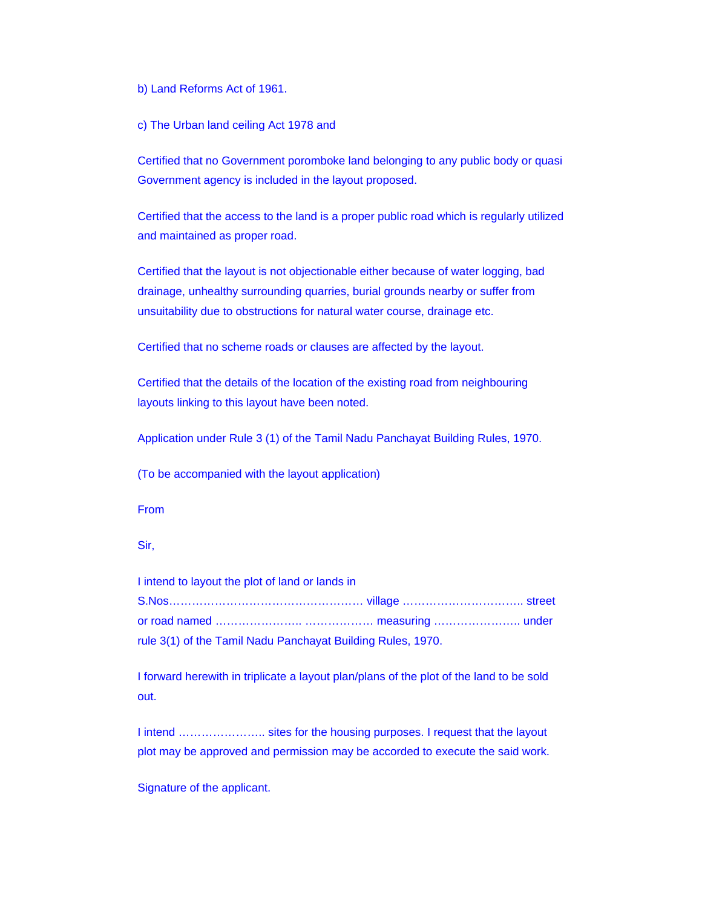b) Land Reforms Act of 1961.

c) The Urban land ceiling Act 1978 and

Certified that no Government poromboke land belonging to any public body or quasi Government agency is included in the layout proposed.

Certified that the access to the land is a proper public road which is regularly utilized and maintained as proper road.

Certified that the layout is not objectionable either because of water logging, bad drainage, unhealthy surrounding quarries, burial grounds nearby or suffer from unsuitability due to obstructions for natural water course, drainage etc.

Certified that no scheme roads or clauses are affected by the layout.

Certified that the details of the location of the existing road from neighbouring layouts linking to this layout have been noted.

Application under Rule 3 (1) of the Tamil Nadu Panchayat Building Rules, 1970.

(To be accompanied with the layout application)

From

Sir,

I intend to layout the plot of land or lands in S.Nos……………………………………………. village ………………………….. street or road named ………………….. ……………… measuring ………………….. under rule 3(1) of the Tamil Nadu Panchayat Building Rules, 1970.

I forward herewith in triplicate a layout plan/plans of the plot of the land to be sold out.

I intend ………………….. sites for the housing purposes. I request that the layout plot may be approved and permission may be accorded to execute the said work.

Signature of the applicant.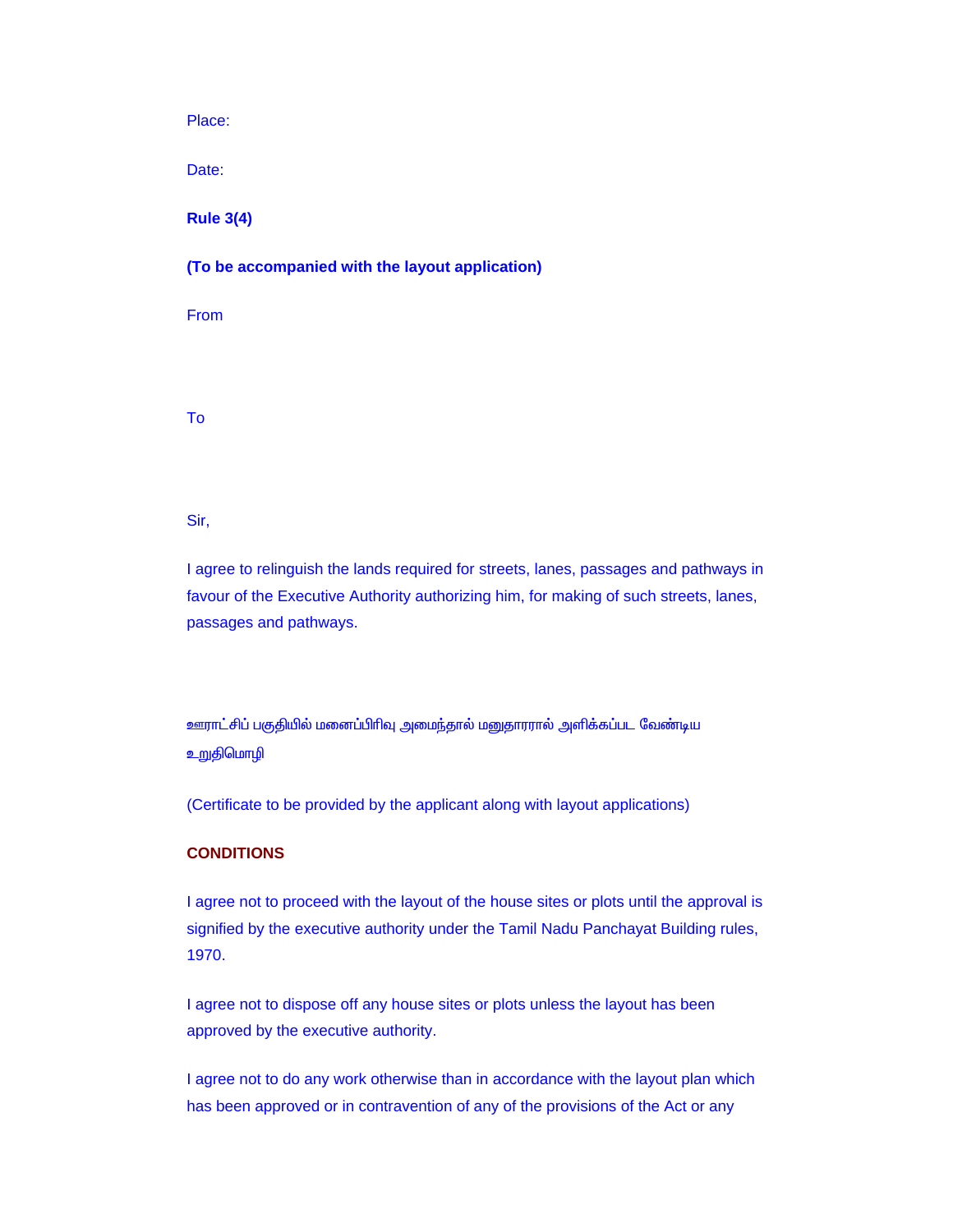Place:

Date:

**Rule 3(4)**

**(To be accompanied with the layout application)**

From

To

Sir,

I agree to relinguish the lands required for streets, lanes, passages and pathways in favour of the Executive Authority authorizing him, for making of such streets, lanes, passages and pathways.

ஊராட்சிப் பகுதியில் மனைப்பிரிவு அமைந்தால் மனுதாரரால் அளிக்கப்பட வேண்டிய உறுதிமொழி

(Certificate to be provided by the applicant along with layout applications)

**CONDITIONS**

I agree not to proceed with the layout of the house sites or plots until the approval is signified by the executive authority under the Tamil Nadu Panchayat Building rules, 1970.

I agree not to dispose off any house sites or plots unless the layout has been approved by the executive authority.

I agree not to do any work otherwise than in accordance with the layout plan which has been approved or in contravention of any of the provisions of the Act or any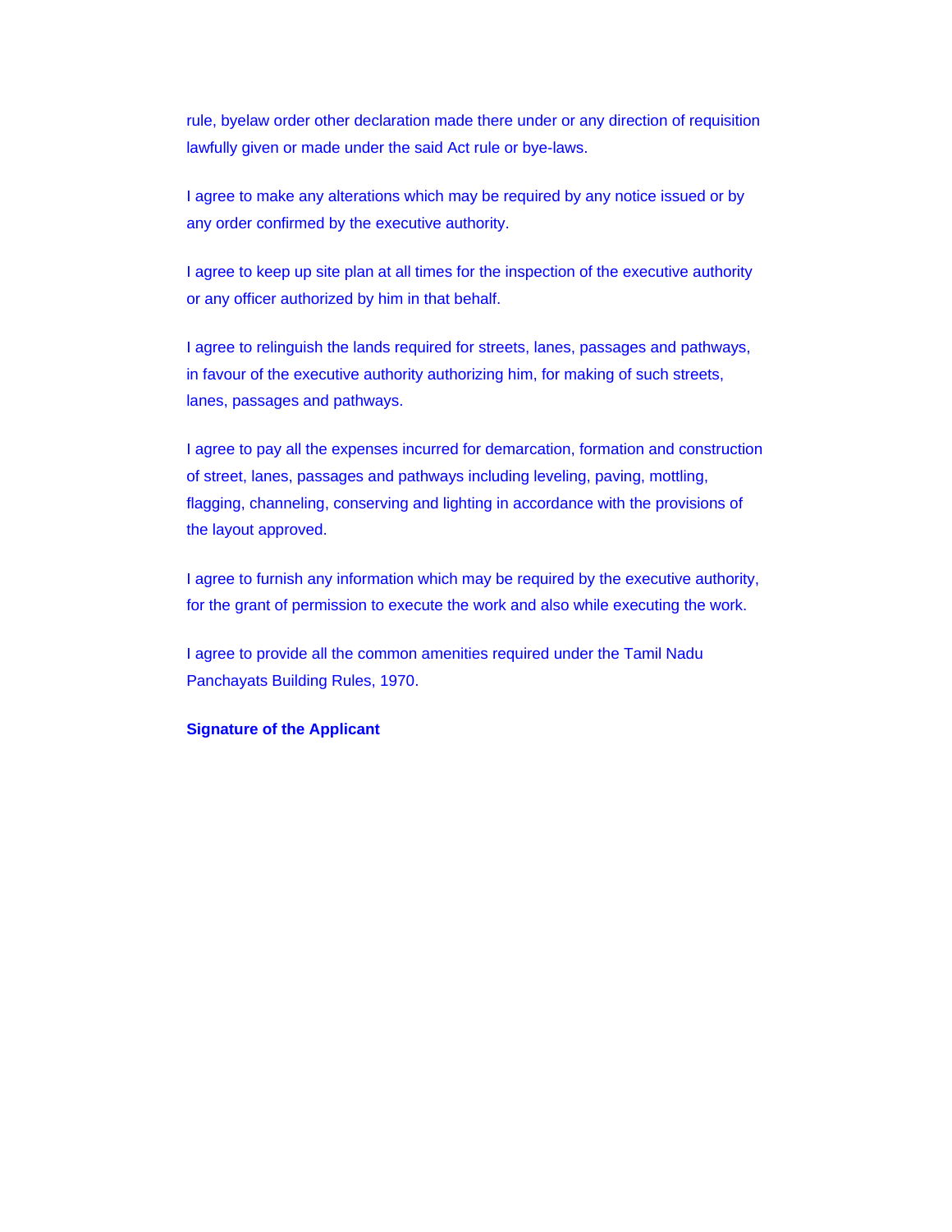rule, byelaw order other declaration made there under or any direction of requisition lawfully given or made under the said Act rule or bye-laws.

I agree to make any alterations which may be required by any notice issued or by any order confirmed by the executive authority.

I agree to keep up site plan at all times for the inspection of the executive authority or any officer authorized by him in that behalf.

I agree to relinguish the lands required for streets, lanes, passages and pathways, in favour of the executive authority authorizing him, for making of such streets, lanes, passages and pathways.

I agree to pay all the expenses incurred for demarcation, formation and construction of street, lanes, passages and pathways including leveling, paving, mottling, flagging, channeling, conserving and lighting in accordance with the provisions of the layout approved.

I agree to furnish any information which may be required by the executive authority, for the grant of permission to execute the work and also while executing the work.

I agree to provide all the common amenities required under the Tamil Nadu Panchayats Building Rules, 1970.

**Signature of the Applicant**